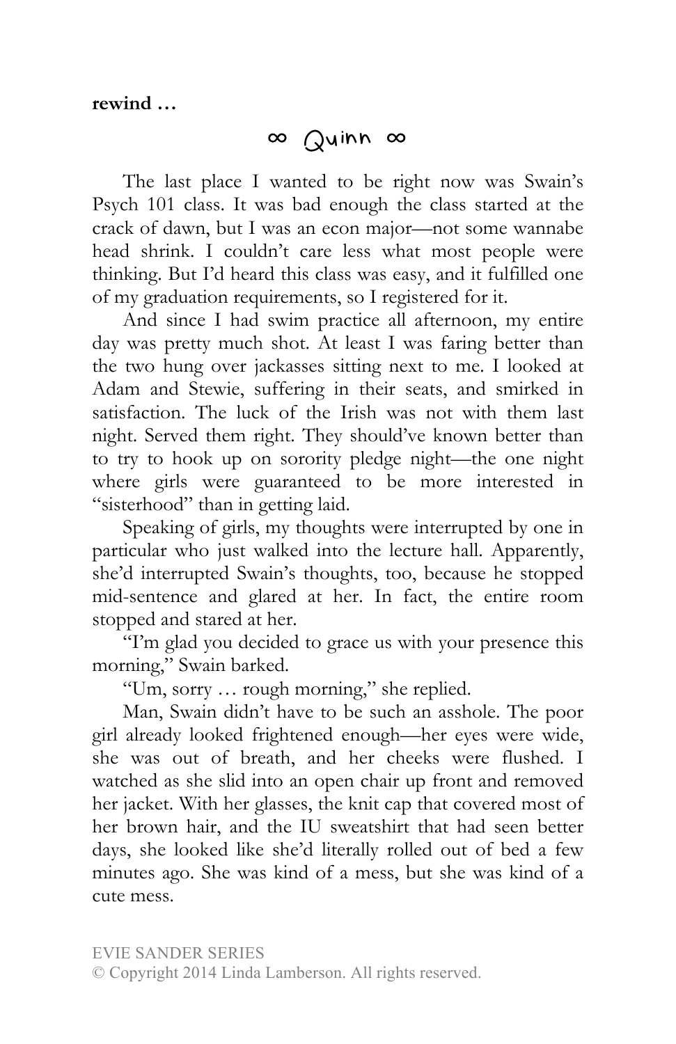**rewind …**

## ∞ Quinn ∞

The last place I wanted to be right now was Swain's Psych 101 class. It was bad enough the class started at the crack of dawn, but I was an econ major—not some wannabe head shrink. I couldn't care less what most people were thinking. But I'd heard this class was easy, and it fulfilled one of my graduation requirements, so I registered for it.

And since I had swim practice all afternoon, my entire day was pretty much shot. At least I was faring better than the two hung over jackasses sitting next to me. I looked at Adam and Stewie, suffering in their seats, and smirked in satisfaction. The luck of the Irish was not with them last night. Served them right. They should've known better than to try to hook up on sorority pledge night—the one night where girls were guaranteed to be more interested in "sisterhood" than in getting laid.

Speaking of girls, my thoughts were interrupted by one in particular who just walked into the lecture hall. Apparently, she'd interrupted Swain's thoughts, too, because he stopped mid-sentence and glared at her. In fact, the entire room stopped and stared at her.

"I'm glad you decided to grace us with your presence this morning," Swain barked.

"Um, sorry … rough morning," she replied.

Man, Swain didn't have to be such an asshole. The poor girl already looked frightened enough—her eyes were wide, she was out of breath, and her cheeks were flushed. I watched as she slid into an open chair up front and removed her jacket. With her glasses, the knit cap that covered most of her brown hair, and the IU sweatshirt that had seen better days, she looked like she'd literally rolled out of bed a few minutes ago. She was kind of a mess, but she was kind of a cute mess.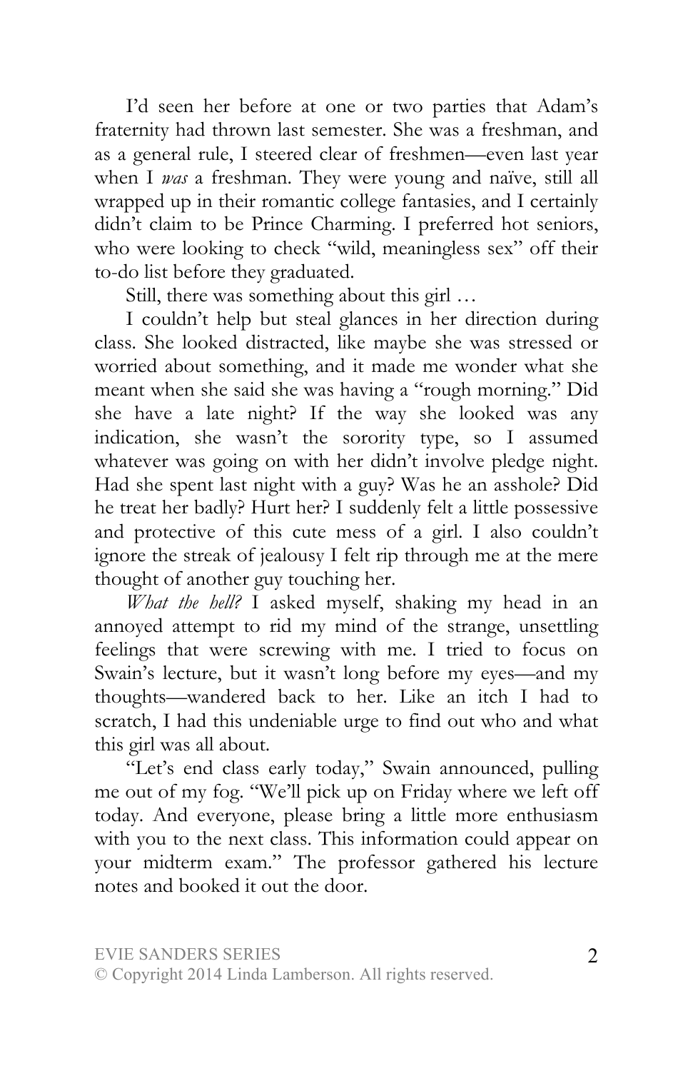I'd seen her before at one or two parties that Adam's fraternity had thrown last semester. She was a freshman, and as a general rule, I steered clear of freshmen—even last year when I *was* a freshman. They were young and naïve, still all wrapped up in their romantic college fantasies, and I certainly didn't claim to be Prince Charming. I preferred hot seniors, who were looking to check "wild, meaningless sex" off their to-do list before they graduated.

Still, there was something about this girl …

I couldn't help but steal glances in her direction during class. She looked distracted, like maybe she was stressed or worried about something, and it made me wonder what she meant when she said she was having a "rough morning." Did she have a late night? If the way she looked was any indication, she wasn't the sorority type, so I assumed whatever was going on with her didn't involve pledge night. Had she spent last night with a guy? Was he an asshole? Did he treat her badly? Hurt her? I suddenly felt a little possessive and protective of this cute mess of a girl. I also couldn't ignore the streak of jealousy I felt rip through me at the mere thought of another guy touching her.

*What the hell?* I asked myself, shaking my head in an annoyed attempt to rid my mind of the strange, unsettling feelings that were screwing with me. I tried to focus on Swain's lecture, but it wasn't long before my eyes—and my thoughts—wandered back to her. Like an itch I had to scratch, I had this undeniable urge to find out who and what this girl was all about.

"Let's end class early today," Swain announced, pulling me out of my fog. "We'll pick up on Friday where we left off today. And everyone, please bring a little more enthusiasm with you to the next class. This information could appear on your midterm exam." The professor gathered his lecture notes and booked it out the door.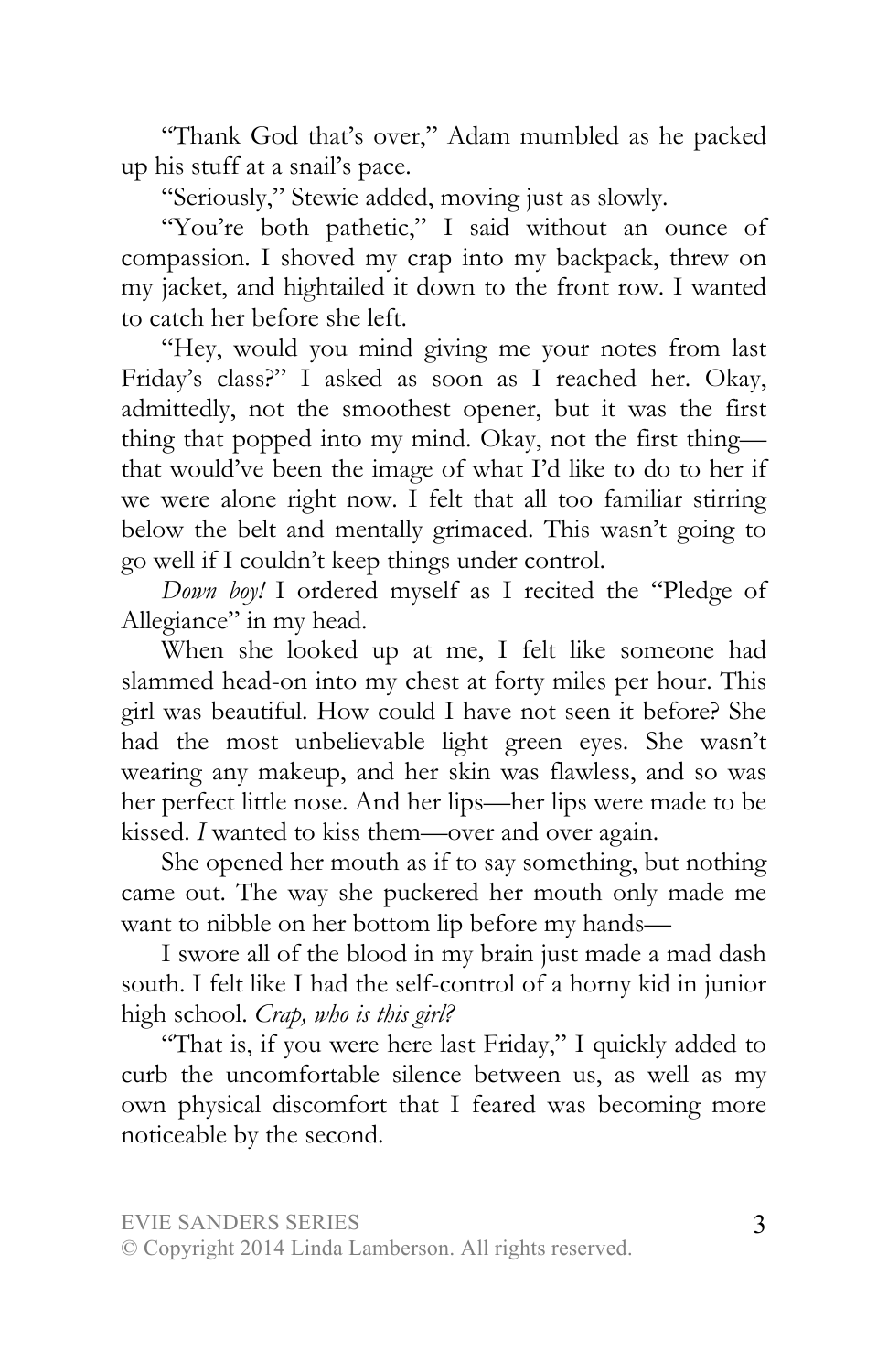"Thank God that's over," Adam mumbled as he packed up his stuff at a snail's pace.

"Seriously," Stewie added, moving just as slowly.

"You're both pathetic," I said without an ounce of compassion. I shoved my crap into my backpack, threw on my jacket, and hightailed it down to the front row. I wanted to catch her before she left.

"Hey, would you mind giving me your notes from last Friday's class?" I asked as soon as I reached her. Okay, admittedly, not the smoothest opener, but it was the first thing that popped into my mind. Okay, not the first thing—that would've been the image of what I'd like to do to her if we were alone right now. I felt that all too familiar stirring below the belt and mentally grimaced. This wasn't going to go well if I couldn't keep things under control.

*Down boy!* I ordered myself as I recited the "Pledge of Allegiance" in my head.

When she looked up at me, I felt like someone had slammed head-on into my chest at forty miles per hour. This girl was beautiful. How could I have not seen it before? She had the most unbelievable light green eyes. She wasn't wearing any makeup, and her skin was flawless, and so was her perfect little nose. And her lips—her lips were made to be kissed. *I* wanted to kiss them—over and over again.

She opened her mouth as if to say something, but nothing came out. The way she puckered her mouth only made me want to nibble on her bottom lip before my hands—

I swore all of the blood in my brain just made a mad dash south. I felt like I had the self-control of a horny kid in junior high school. *Crap, who is this girl?*

"That is, if you were here last Friday," I quickly added to curb the uncomfortable silence between us, as well as my own physical discomfort that I feared was becoming more noticeable by the second.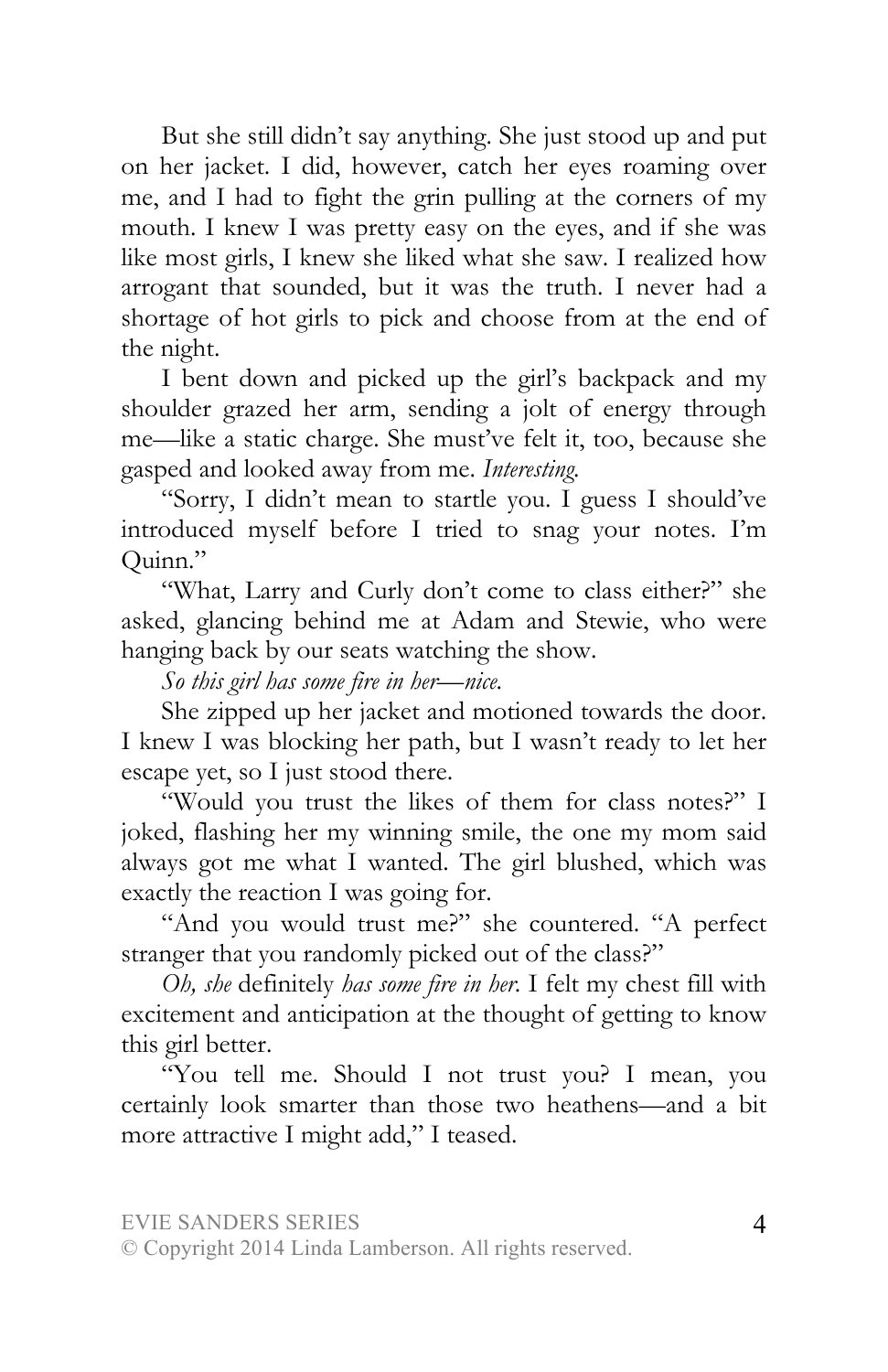But she still didn't say anything. She just stood up and put on her jacket. I did, however, catch her eyes roaming over me, and I had to fight the grin pulling at the corners of my mouth. I knew I was pretty easy on the eyes, and if she was like most girls, I knew she liked what she saw. I realized how arrogant that sounded, but it was the truth. I never had a shortage of hot girls to pick and choose from at the end of the night.

I bent down and picked up the girl's backpack and my shoulder grazed her arm, sending a jolt of energy through me—like a static charge. She must've felt it, too, because she gasped and looked away from me. *Interesting.*

"Sorry, I didn't mean to startle you. I guess I should've introduced myself before I tried to snag your notes. I'm Quinn."

"What, Larry and Curly don't come to class either?" she asked, glancing behind me at Adam and Stewie, who were hanging back by our seats watching the show.

*So this girl has some fire in her—nice.*

She zipped up her jacket and motioned towards the door. I knew I was blocking her path, but I wasn't ready to let her escape yet, so I just stood there.

"Would you trust the likes of them for class notes?" I joked, flashing her my winning smile, the one my mom said always got me what I wanted. The girl blushed, which was exactly the reaction I was going for.

"And you would trust me?" she countered. "A perfect stranger that you randomly picked out of the class?"

*Oh, she* definitely *has some fire in her.* I felt my chest fill with excitement and anticipation at the thought of getting to know this girl better.

"You tell me. Should I not trust you? I mean, you certainly look smarter than those two heathens—and a bit more attractive I might add," I teased.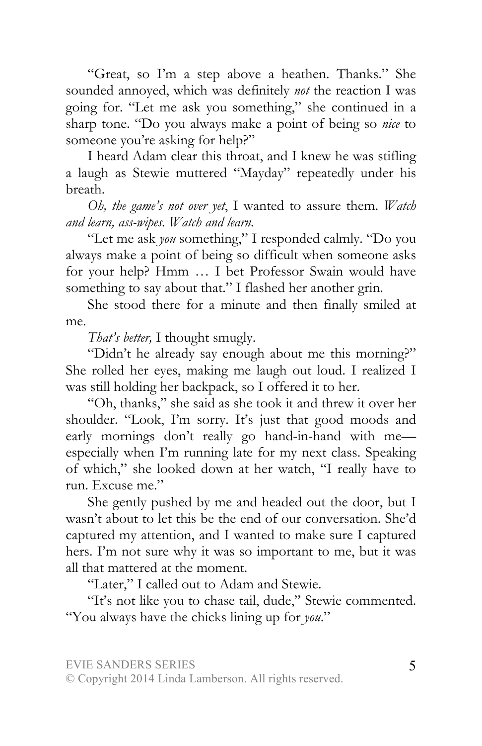"Great, so I'm a step above a heathen. Thanks." She sounded annoyed, which was definitely *not* the reaction I was going for. "Let me ask you something," she continued in a sharp tone. "Do you always make a point of being so *nice* to someone you're asking for help?"

I heard Adam clear this throat, and I knew he was stifling a laugh as Stewie muttered "Mayday" repeatedly under his breath.

*Oh, the game's not over yet*, I wanted to assure them. *Watch and learn, ass-wipes. Watch and learn.*

"Let me ask *you* something," I responded calmly. "Do you always make a point of being so difficult when someone asks for your help? Hmm … I bet Professor Swain would have something to say about that." I flashed her another grin.

She stood there for a minute and then finally smiled at me.

*That's better,* I thought smugly.

"Didn't he already say enough about me this morning?" She rolled her eyes, making me laugh out loud. I realized I was still holding her backpack, so I offered it to her.

"Oh, thanks," she said as she took it and threw it over her shoulder. "Look, I'm sorry. It's just that good moods and early mornings don't really go hand-in-hand with me—especially when I'm running late for my next class. Speaking of which," she looked down at her watch, "I really have to run. Excuse me."

She gently pushed by me and headed out the door, but I wasn't about to let this be the end of our conversation. She'd captured my attention, and I wanted to make sure I captured hers. I'm not sure why it was so important to me, but it was all that mattered at the moment.

"Later," I called out to Adam and Stewie.

"It's not like you to chase tail, dude," Stewie commented. "You always have the chicks lining up for *you*."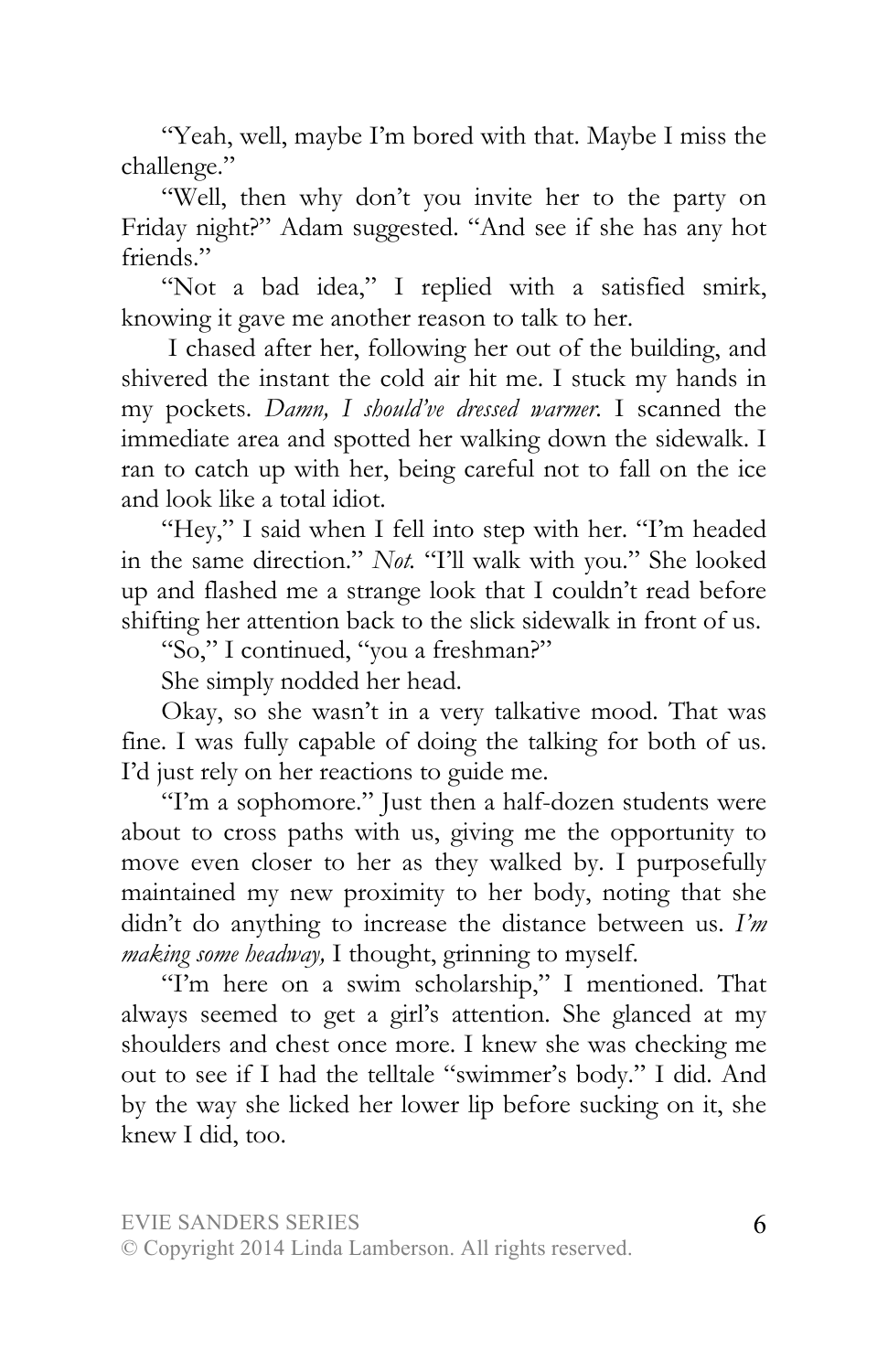"Yeah, well, maybe I'm bored with that. Maybe I miss the challenge."

"Well, then why don't you invite her to the party on Friday night?" Adam suggested. "And see if she has any hot friends."

"Not a bad idea," I replied with a satisfied smirk, knowing it gave me another reason to talk to her.

I chased after her, following her out of the building, and shivered the instant the cold air hit me. I stuck my hands in my pockets. *Damn, I should've dressed warmer.* I scanned the immediate area and spotted her walking down the sidewalk. I ran to catch up with her, being careful not to fall on the ice and look like a total idiot.

"Hey," I said when I fell into step with her. "I'm headed in the same direction." *Not.* "I'll walk with you." She looked up and flashed me a strange look that I couldn't read before shifting her attention back to the slick sidewalk in front of us.

"So," I continued, "you a freshman?"

She simply nodded her head.

Okay, so she wasn't in a very talkative mood. That was fine. I was fully capable of doing the talking for both of us. I'd just rely on her reactions to guide me.

"I'm a sophomore." Just then a half-dozen students were about to cross paths with us, giving me the opportunity to move even closer to her as they walked by. I purposefully maintained my new proximity to her body, noting that she didn't do anything to increase the distance between us. *I'm making some headway,* I thought, grinning to myself.

"I'm here on a swim scholarship," I mentioned. That always seemed to get a girl's attention. She glanced at my shoulders and chest once more. I knew she was checking me out to see if I had the telltale "swimmer's body." I did. And by the way she licked her lower lip before sucking on it, she knew I did, too.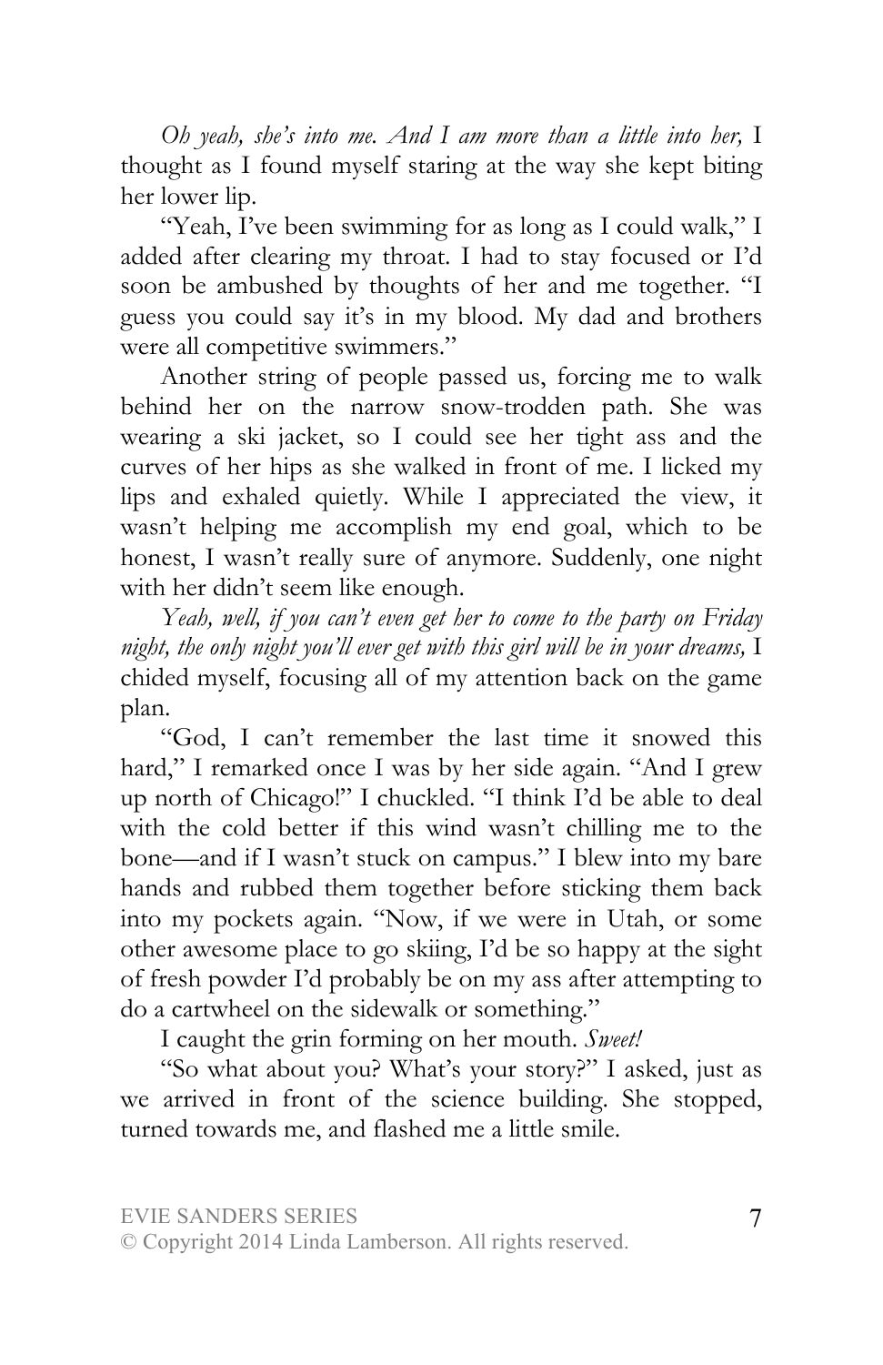*Oh yeah, she's into me. And I am more than a little into her,* I thought as I found myself staring at the way she kept biting her lower lip.

"Yeah, I've been swimming for as long as I could walk," I added after clearing my throat. I had to stay focused or I'd soon be ambushed by thoughts of her and me together. "I guess you could say it's in my blood. My dad and brothers were all competitive swimmers."

Another string of people passed us, forcing me to walk behind her on the narrow snow-trodden path. She was wearing a ski jacket, so I could see her tight ass and the curves of her hips as she walked in front of me. I licked my lips and exhaled quietly. While I appreciated the view, it wasn't helping me accomplish my end goal, which to be honest, I wasn't really sure of anymore. Suddenly, one night with her didn't seem like enough.

*Yeah, well, if you can't even get her to come to the party on Friday night, the only night you'll ever get with this girl will be in your dreams,* I chided myself, focusing all of my attention back on the game plan.

"God, I can't remember the last time it snowed this hard," I remarked once I was by her side again. "And I grew up north of Chicago!" I chuckled. "I think I'd be able to deal with the cold better if this wind wasn't chilling me to the bone—and if I wasn't stuck on campus." I blew into my bare hands and rubbed them together before sticking them back into my pockets again. "Now, if we were in Utah, or some other awesome place to go skiing, I'd be so happy at the sight of fresh powder I'd probably be on my ass after attempting to do a cartwheel on the sidewalk or something."

I caught the grin forming on her mouth. *Sweet!*

"So what about you? What's your story?" I asked, just as we arrived in front of the science building. She stopped, turned towards me, and flashed me a little smile.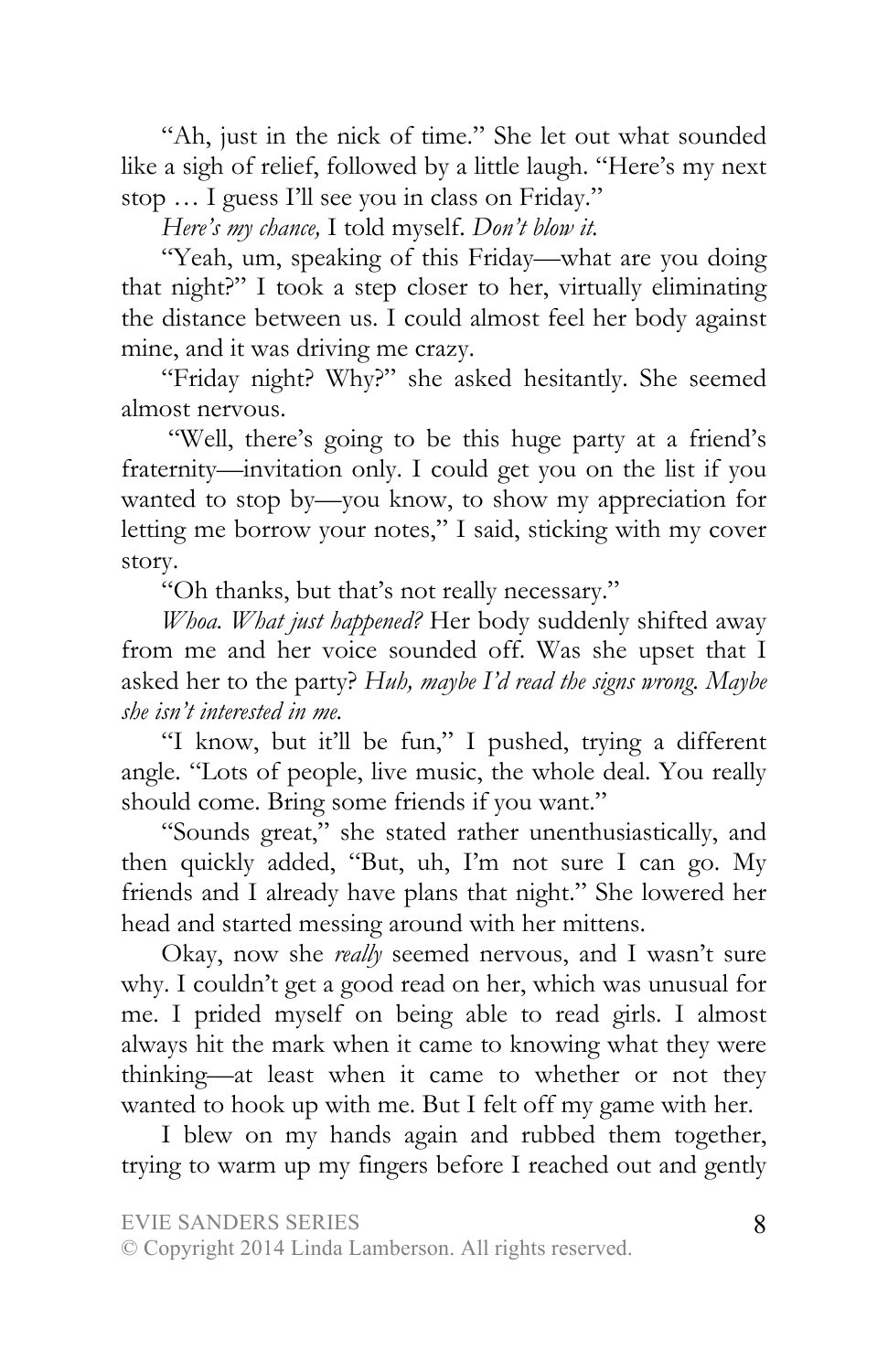"Ah, just in the nick of time." She let out what sounded like a sigh of relief, followed by a little laugh. "Here's my next stop … I guess I'll see you in class on Friday."

*Here's my chance,* I told myself. *Don't blow it.*

"Yeah, um, speaking of this Friday—what are you doing that night?" I took a step closer to her, virtually eliminating the distance between us. I could almost feel her body against mine, and it was driving me crazy.

"Friday night? Why?" she asked hesitantly. She seemed almost nervous.

"Well, there's going to be this huge party at a friend's fraternity—invitation only. I could get you on the list if you wanted to stop by—you know, to show my appreciation for letting me borrow your notes," I said, sticking with my cover story.

"Oh thanks, but that's not really necessary."

*Whoa. What just happened?* Her body suddenly shifted away from me and her voice sounded off. Was she upset that I asked her to the party? *Huh, maybe I'd read the signs wrong. Maybe she isn't interested in me.*

"I know, but it'll be fun," I pushed, trying a different angle. "Lots of people, live music, the whole deal. You really should come. Bring some friends if you want."

"Sounds great," she stated rather unenthusiastically, and then quickly added, "But, uh, I'm not sure I can go. My friends and I already have plans that night." She lowered her head and started messing around with her mittens.

Okay, now she *really* seemed nervous, and I wasn't sure why. I couldn't get a good read on her, which was unusual for me. I prided myself on being able to read girls. I almost always hit the mark when it came to knowing what they were thinking—at least when it came to whether or not they wanted to hook up with me. But I felt off my game with her.

I blew on my hands again and rubbed them together, trying to warm up my fingers before I reached out and gently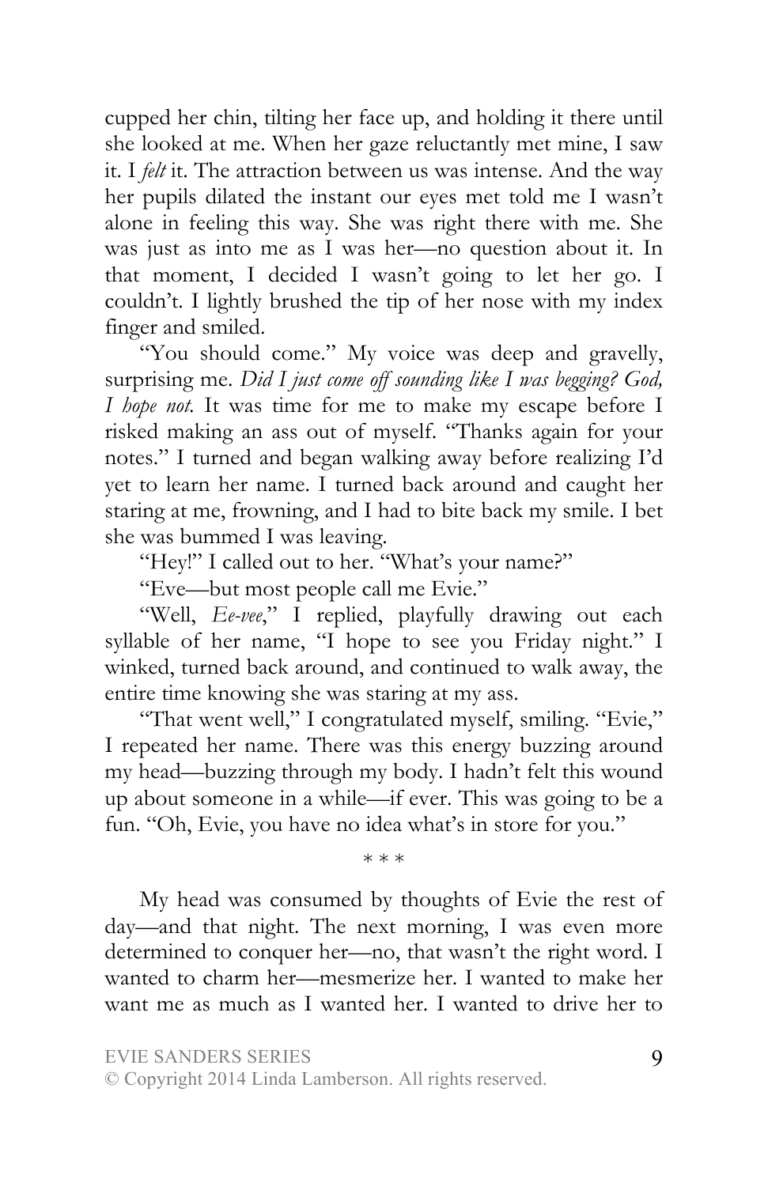cupped her chin, tilting her face up, and holding it there until she looked at me. When her gaze reluctantly met mine, I saw it. I *felt* it. The attraction between us was intense. And the way her pupils dilated the instant our eyes met told me I wasn't alone in feeling this way. She was right there with me. She was just as into me as I was her—no question about it. In that moment, I decided I wasn't going to let her go. I couldn't. I lightly brushed the tip of her nose with my index finger and smiled.

"You should come." My voice was deep and gravelly, surprising me. *Did I just come off sounding like I was begging? God, I hope not.* It was time for me to make my escape before I risked making an ass out of myself. "Thanks again for your notes." I turned and began walking away before realizing I'd yet to learn her name. I turned back around and caught her staring at me, frowning, and I had to bite back my smile. I bet she was bummed I was leaving.

"Hey!" I called out to her. "What's your name?"

"Eve—but most people call me Evie."

"Well, *Ee-vee*," I replied, playfully drawing out each syllable of her name, "I hope to see you Friday night." I winked, turned back around, and continued to walk away, the entire time knowing she was staring at my ass.

"That went well," I congratulated myself, smiling. "Evie," I repeated her name. There was this energy buzzing around my head—buzzing through my body. I hadn't felt this wound up about someone in a while—if ever. This was going to be a fun. "Oh, Evie, you have no idea what's in store for you."

\* \* \*

My head was consumed by thoughts of Evie the rest of day—and that night. The next morning, I was even more determined to conquer her—no, that wasn't the right word. I wanted to charm her—mesmerize her. I wanted to make her want me as much as I wanted her. I wanted to drive her to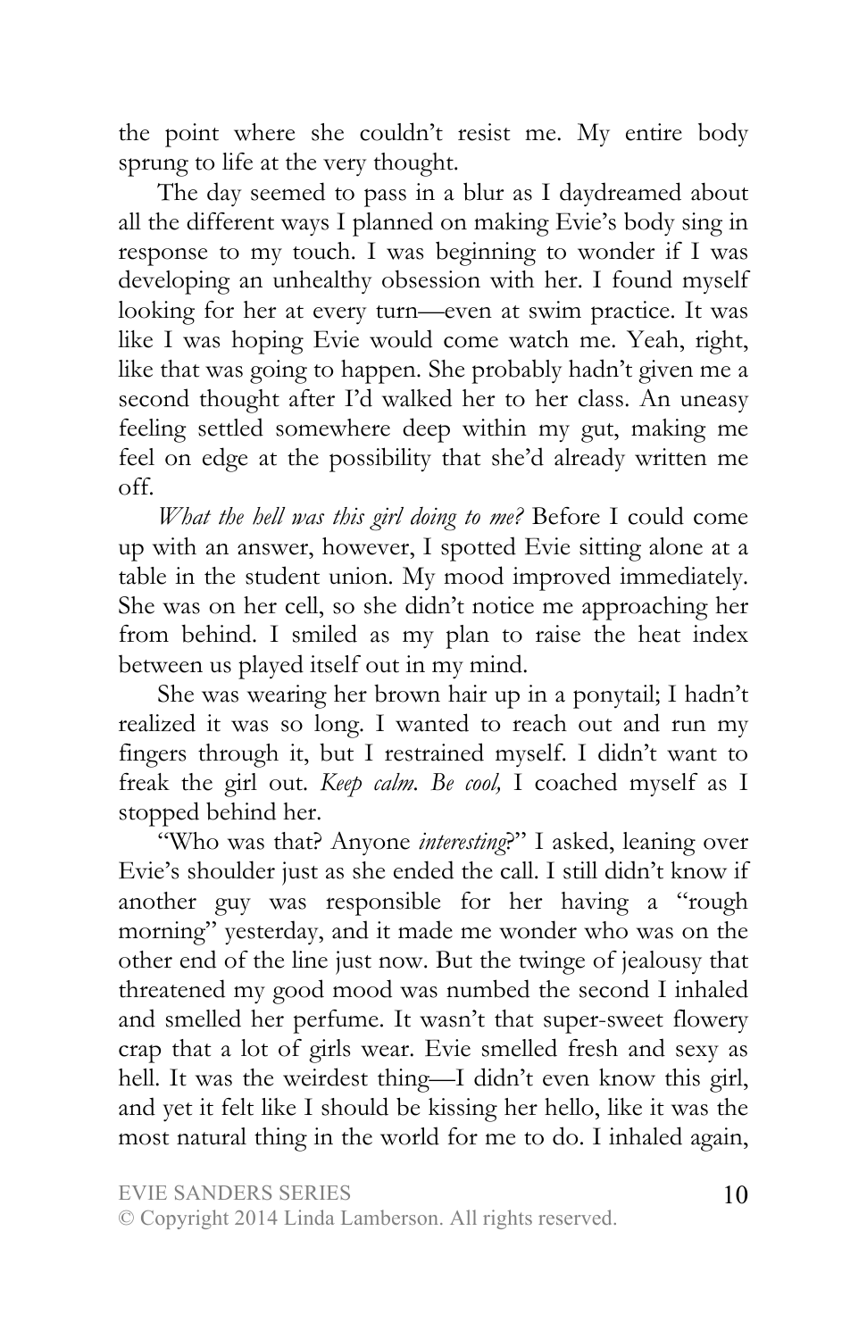the point where she couldn't resist me. My entire body sprung to life at the very thought.

The day seemed to pass in a blur as I daydreamed about all the different ways I planned on making Evie's body sing in response to my touch. I was beginning to wonder if I was developing an unhealthy obsession with her. I found myself looking for her at every turn—even at swim practice. It was like I was hoping Evie would come watch me. Yeah, right, like that was going to happen. She probably hadn't given me a second thought after I'd walked her to her class. An uneasy feeling settled somewhere deep within my gut, making me feel on edge at the possibility that she'd already written me off.

*What the hell was this girl doing to me?* Before I could come up with an answer, however, I spotted Evie sitting alone at a table in the student union. My mood improved immediately. She was on her cell, so she didn't notice me approaching her from behind. I smiled as my plan to raise the heat index between us played itself out in my mind.

She was wearing her brown hair up in a ponytail; I hadn't realized it was so long. I wanted to reach out and run my fingers through it, but I restrained myself. I didn't want to freak the girl out. *Keep calm. Be cool,* I coached myself as I stopped behind her.

"Who was that? Anyone *interesting*?" I asked, leaning over Evie's shoulder just as she ended the call. I still didn't know if another guy was responsible for her having a "rough morning" yesterday, and it made me wonder who was on the other end of the line just now. But the twinge of jealousy that threatened my good mood was numbed the second I inhaled and smelled her perfume. It wasn't that super-sweet flowery crap that a lot of girls wear. Evie smelled fresh and sexy as hell. It was the weirdest thing—I didn't even know this girl, and yet it felt like I should be kissing her hello, like it was the most natural thing in the world for me to do. I inhaled again,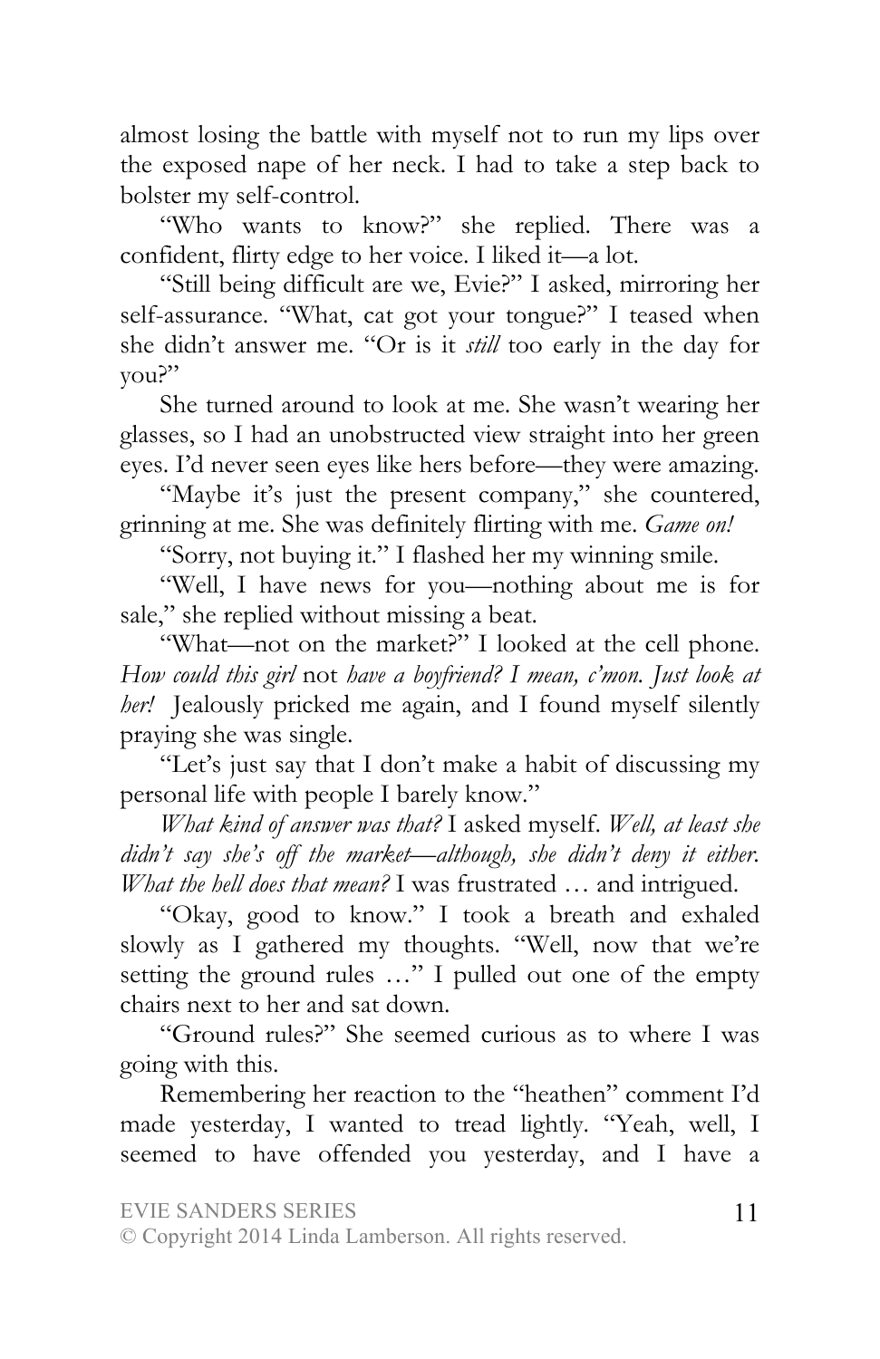almost losing the battle with myself not to run my lips over the exposed nape of her neck. I had to take a step back to bolster my self-control.

"Who wants to know?" she replied. There was a confident, flirty edge to her voice. I liked it—a lot.

"Still being difficult are we, Evie?" I asked, mirroring her self-assurance. "What, cat got your tongue?" I teased when she didn't answer me. "Or is it *still* too early in the day for you?"

She turned around to look at me. She wasn't wearing her glasses, so I had an unobstructed view straight into her green eyes. I'd never seen eyes like hers before—they were amazing.

"Maybe it's just the present company," she countered, grinning at me. She was definitely flirting with me. *Game on!*

"Sorry, not buying it." I flashed her my winning smile.

"Well, I have news for you—nothing about me is for sale," she replied without missing a beat.

"What—not on the market?" I looked at the cell phone. *How could this girl* not *have a boyfriend? I mean, c'mon. Just look at her!* Jealously pricked me again, and I found myself silently praying she was single.

"Let's just say that I don't make a habit of discussing my personal life with people I barely know."

*What kind of answer was that?* I asked myself. *Well, at least she didn't say she's off the market—although, she didn't deny it either. What the hell does that mean?* I was frustrated … and intrigued.

"Okay, good to know." I took a breath and exhaled slowly as I gathered my thoughts. "Well, now that we're setting the ground rules …" I pulled out one of the empty chairs next to her and sat down.

"Ground rules?" She seemed curious as to where I was going with this.

Remembering her reaction to the "heathen" comment I'd made yesterday, I wanted to tread lightly. "Yeah, well, I seemed to have offended you yesterday, and I have a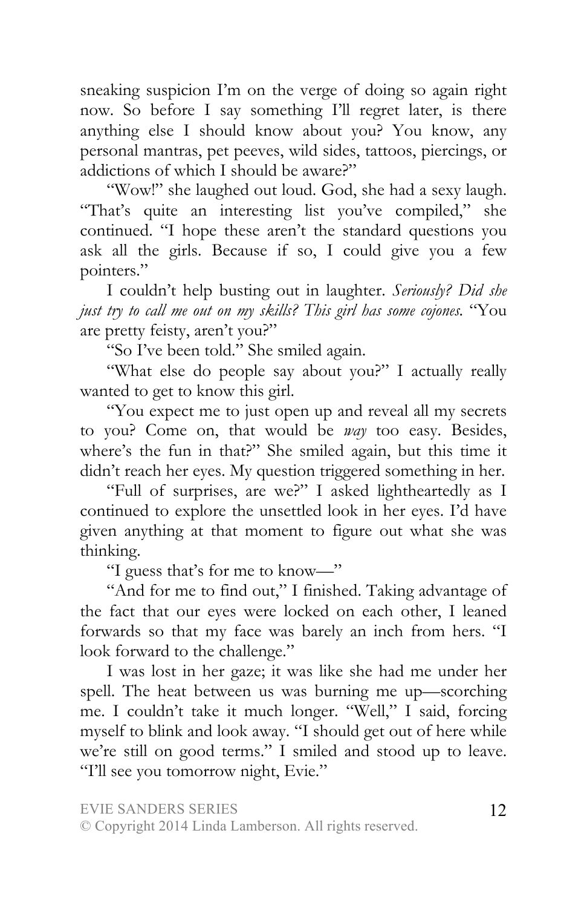sneaking suspicion I'm on the verge of doing so again right now. So before I say something I'll regret later, is there anything else I should know about you? You know, any personal mantras, pet peeves, wild sides, tattoos, piercings, or addictions of which I should be aware?"

"Wow!" she laughed out loud. God, she had a sexy laugh. "That's quite an interesting list you've compiled," she continued. "I hope these aren't the standard questions you ask all the girls. Because if so, I could give you a few pointers."

I couldn't help busting out in laughter. *Seriously? Did she just try to call me out on my skills? This girl has some cojones.* "You are pretty feisty, aren't you?"

"So I've been told." She smiled again.

"What else do people say about you?" I actually really wanted to get to know this girl.

"You expect me to just open up and reveal all my secrets to you? Come on, that would be *way* too easy. Besides, where's the fun in that?" She smiled again, but this time it didn't reach her eyes. My question triggered something in her.

"Full of surprises, are we?" I asked lightheartedly as I continued to explore the unsettled look in her eyes. I'd have given anything at that moment to figure out what she was thinking.

"I guess that's for me to know—"

"And for me to find out," I finished. Taking advantage of the fact that our eyes were locked on each other, I leaned forwards so that my face was barely an inch from hers. "I look forward to the challenge."

I was lost in her gaze; it was like she had me under her spell. The heat between us was burning me up—scorching me. I couldn't take it much longer. "Well," I said, forcing myself to blink and look away. "I should get out of here while we're still on good terms." I smiled and stood up to leave. "I'll see you tomorrow night, Evie."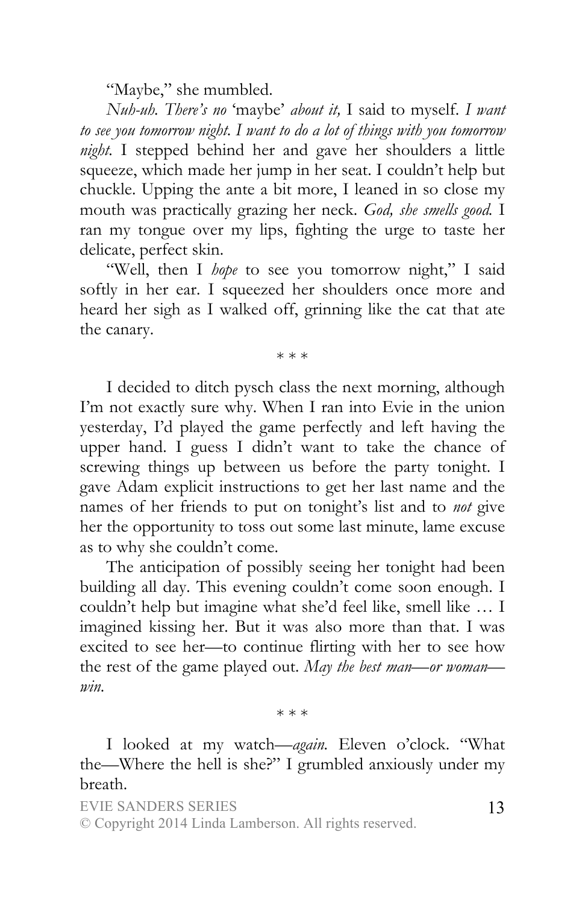"Maybe," she mumbled.

*Nuh-uh. There's no* 'maybe' *about it,* I said to myself. *I want to see you tomorrow night. I want to do a lot of things with you tomorrow night.* I stepped behind her and gave her shoulders a little squeeze, which made her jump in her seat. I couldn't help but chuckle. Upping the ante a bit more, I leaned in so close my mouth was practically grazing her neck. *God, she smells good.* I ran my tongue over my lips, fighting the urge to taste her delicate, perfect skin.

"Well, then I *hope* to see you tomorrow night," I said softly in her ear. I squeezed her shoulders once more and heard her sigh as I walked off, grinning like the cat that ate the canary.

\* \* \*

I decided to ditch pysch class the next morning, although I'm not exactly sure why. When I ran into Evie in the union yesterday, I'd played the game perfectly and left having the upper hand. I guess I didn't want to take the chance of screwing things up between us before the party tonight. I gave Adam explicit instructions to get her last name and the names of her friends to put on tonight's list and to *not* give her the opportunity to toss out some last minute, lame excuse as to why she couldn't come.

The anticipation of possibly seeing her tonight had been building all day. This evening couldn't come soon enough. I couldn't help but imagine what she'd feel like, smell like … I imagined kissing her. But it was also more than that. I was excited to see her—to continue flirting with her to see how the rest of the game played out. *May the best man—or woman—win.*

\* \* \*

I looked at my watch—*again.* Eleven o'clock. "What the—Where the hell is she?" I grumbled anxiously under my breath.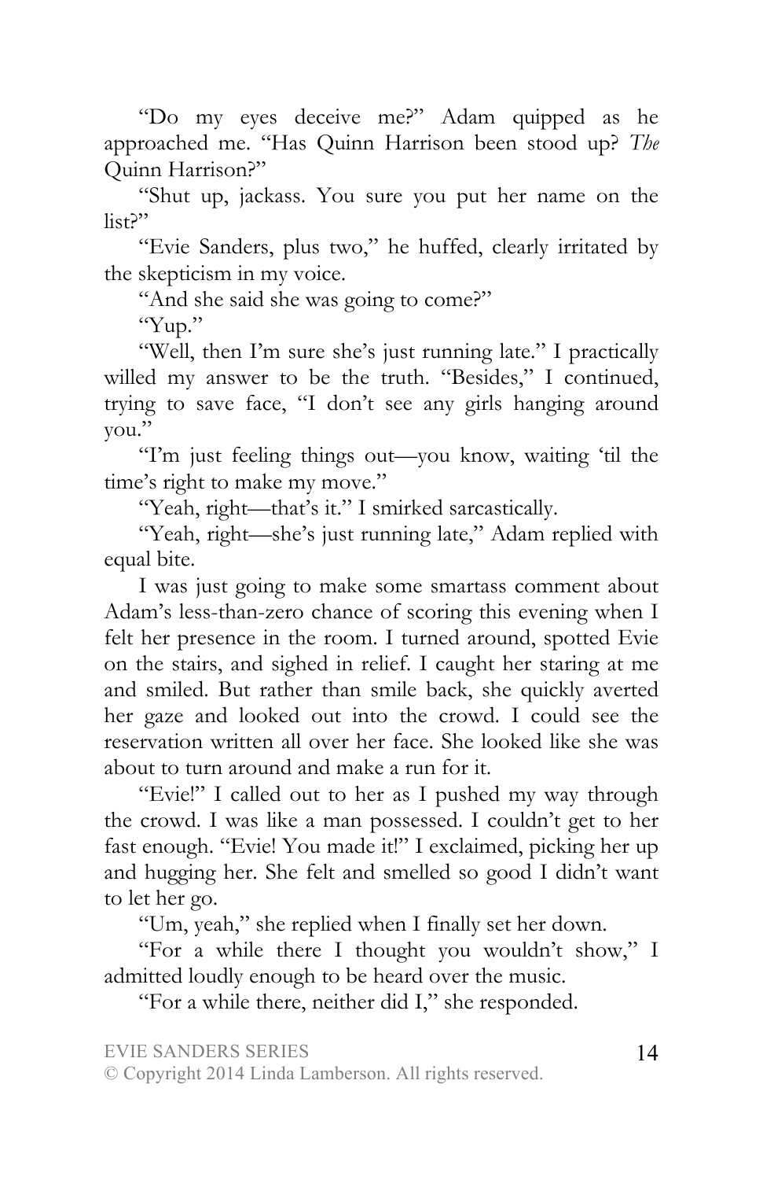"Do my eyes deceive me?" Adam quipped as he approached me. "Has Quinn Harrison been stood up? *The* Quinn Harrison?"

"Shut up, jackass. You sure you put her name on the list?"

"Evie Sanders, plus two," he huffed, clearly irritated by the skepticism in my voice.

"And she said she was going to come?"

"Yup."

"Well, then I'm sure she's just running late." I practically willed my answer to be the truth. "Besides," I continued, trying to save face, "I don't see any girls hanging around you."

"I'm just feeling things out—you know, waiting 'til the time's right to make my move."

"Yeah, right—that's it." I smirked sarcastically.

"Yeah, right—she's just running late," Adam replied with equal bite.

I was just going to make some smartass comment about Adam's less-than-zero chance of scoring this evening when I felt her presence in the room. I turned around, spotted Evie on the stairs, and sighed in relief. I caught her staring at me and smiled. But rather than smile back, she quickly averted her gaze and looked out into the crowd. I could see the reservation written all over her face. She looked like she was about to turn around and make a run for it.

"Evie!" I called out to her as I pushed my way through the crowd. I was like a man possessed. I couldn't get to her fast enough. "Evie! You made it!" I exclaimed, picking her up and hugging her. She felt and smelled so good I didn't want to let her go.

"Um, yeah," she replied when I finally set her down.

"For a while there I thought you wouldn't show," I admitted loudly enough to be heard over the music.

"For a while there, neither did I," she responded.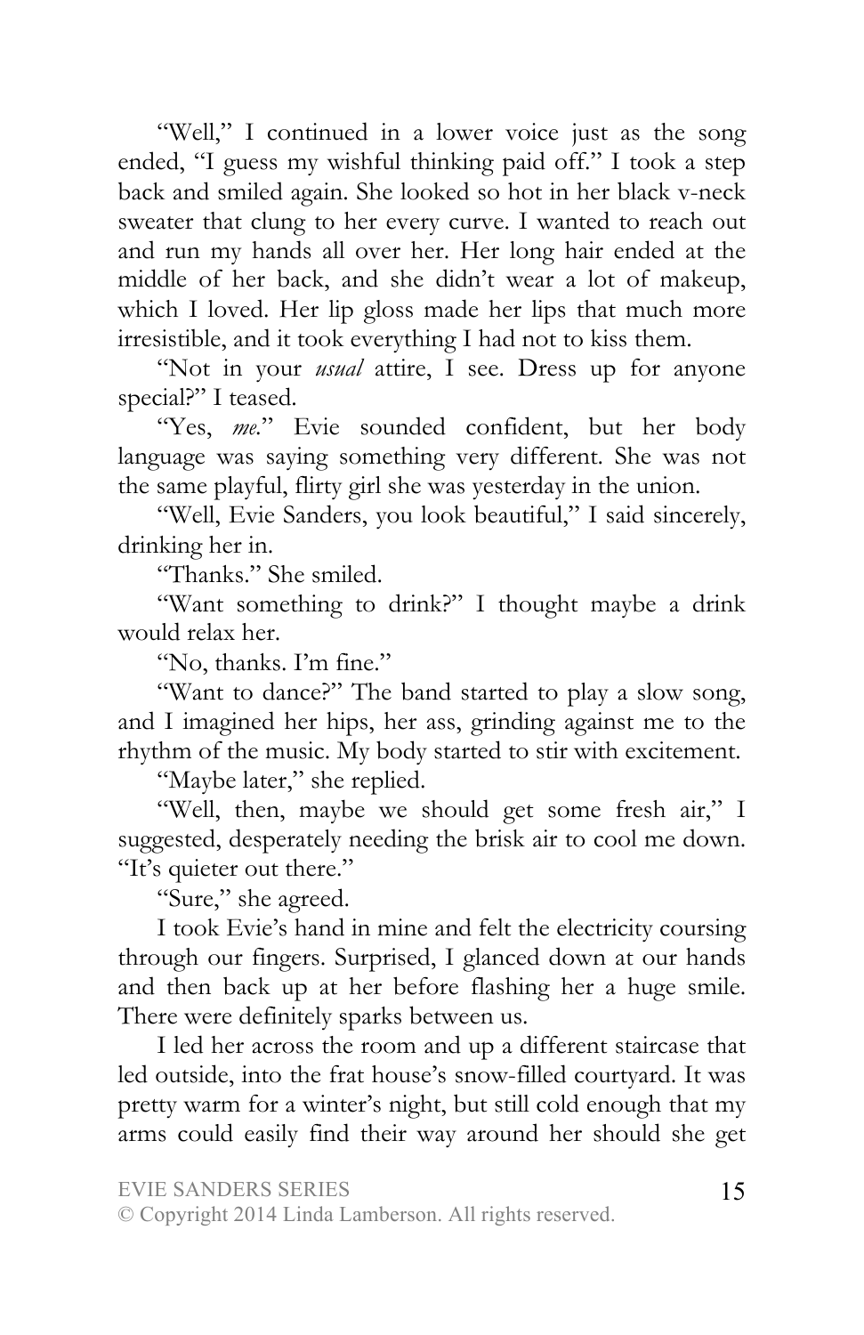"Well," I continued in a lower voice just as the song ended, "I guess my wishful thinking paid off." I took a step back and smiled again. She looked so hot in her black v-neck sweater that clung to her every curve. I wanted to reach out and run my hands all over her. Her long hair ended at the middle of her back, and she didn't wear a lot of makeup, which I loved. Her lip gloss made her lips that much more irresistible, and it took everything I had not to kiss them.

"Not in your *usual* attire, I see. Dress up for anyone special?" I teased.

"Yes, *me*." Evie sounded confident, but her body language was saying something very different. She was not the same playful, flirty girl she was yesterday in the union.

"Well, Evie Sanders, you look beautiful," I said sincerely, drinking her in.

"Thanks." She smiled.

"Want something to drink?" I thought maybe a drink would relax her.

"No, thanks. I'm fine."

"Want to dance?" The band started to play a slow song, and I imagined her hips, her ass, grinding against me to the rhythm of the music. My body started to stir with excitement.

"Maybe later," she replied.

"Well, then, maybe we should get some fresh air," I suggested, desperately needing the brisk air to cool me down. "It's quieter out there."

"Sure," she agreed.

I took Evie's hand in mine and felt the electricity coursing through our fingers. Surprised, I glanced down at our hands and then back up at her before flashing her a huge smile. There were definitely sparks between us.

I led her across the room and up a different staircase that led outside, into the frat house's snow-filled courtyard. It was pretty warm for a winter's night, but still cold enough that my arms could easily find their way around her should she get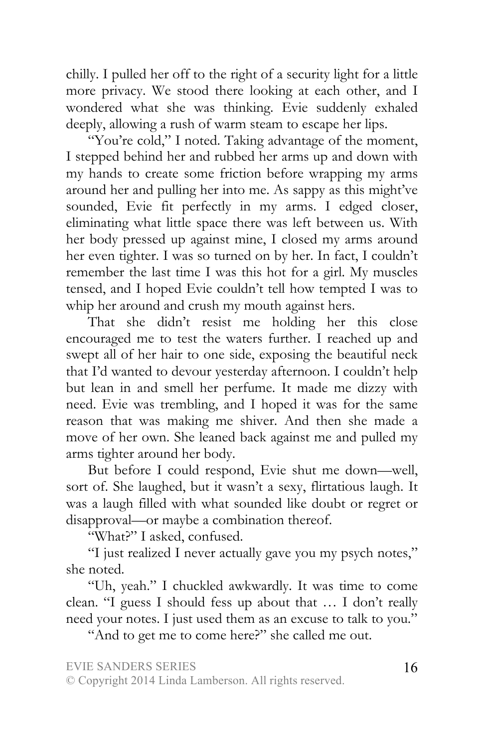chilly. I pulled her off to the right of a security light for a little more privacy. We stood there looking at each other, and I wondered what she was thinking. Evie suddenly exhaled deeply, allowing a rush of warm steam to escape her lips.

"You're cold," I noted. Taking advantage of the moment, I stepped behind her and rubbed her arms up and down with my hands to create some friction before wrapping my arms around her and pulling her into me. As sappy as this might've sounded, Evie fit perfectly in my arms. I edged closer, eliminating what little space there was left between us. With her body pressed up against mine, I closed my arms around her even tighter. I was so turned on by her. In fact, I couldn't remember the last time I was this hot for a girl. My muscles tensed, and I hoped Evie couldn't tell how tempted I was to whip her around and crush my mouth against hers.

That she didn't resist me holding her this close encouraged me to test the waters further. I reached up and swept all of her hair to one side, exposing the beautiful neck that I'd wanted to devour yesterday afternoon. I couldn't help but lean in and smell her perfume. It made me dizzy with need. Evie was trembling, and I hoped it was for the same reason that was making me shiver. And then she made a move of her own. She leaned back against me and pulled my arms tighter around her body.

But before I could respond, Evie shut me down—well, sort of. She laughed, but it wasn't a sexy, flirtatious laugh. It was a laugh filled with what sounded like doubt or regret or disapproval—or maybe a combination thereof.

"What?" I asked, confused.

"I just realized I never actually gave you my psych notes," she noted.

"Uh, yeah." I chuckled awkwardly. It was time to come clean. "I guess I should fess up about that … I don't really need your notes. I just used them as an excuse to talk to you."

"And to get me to come here?" she called me out.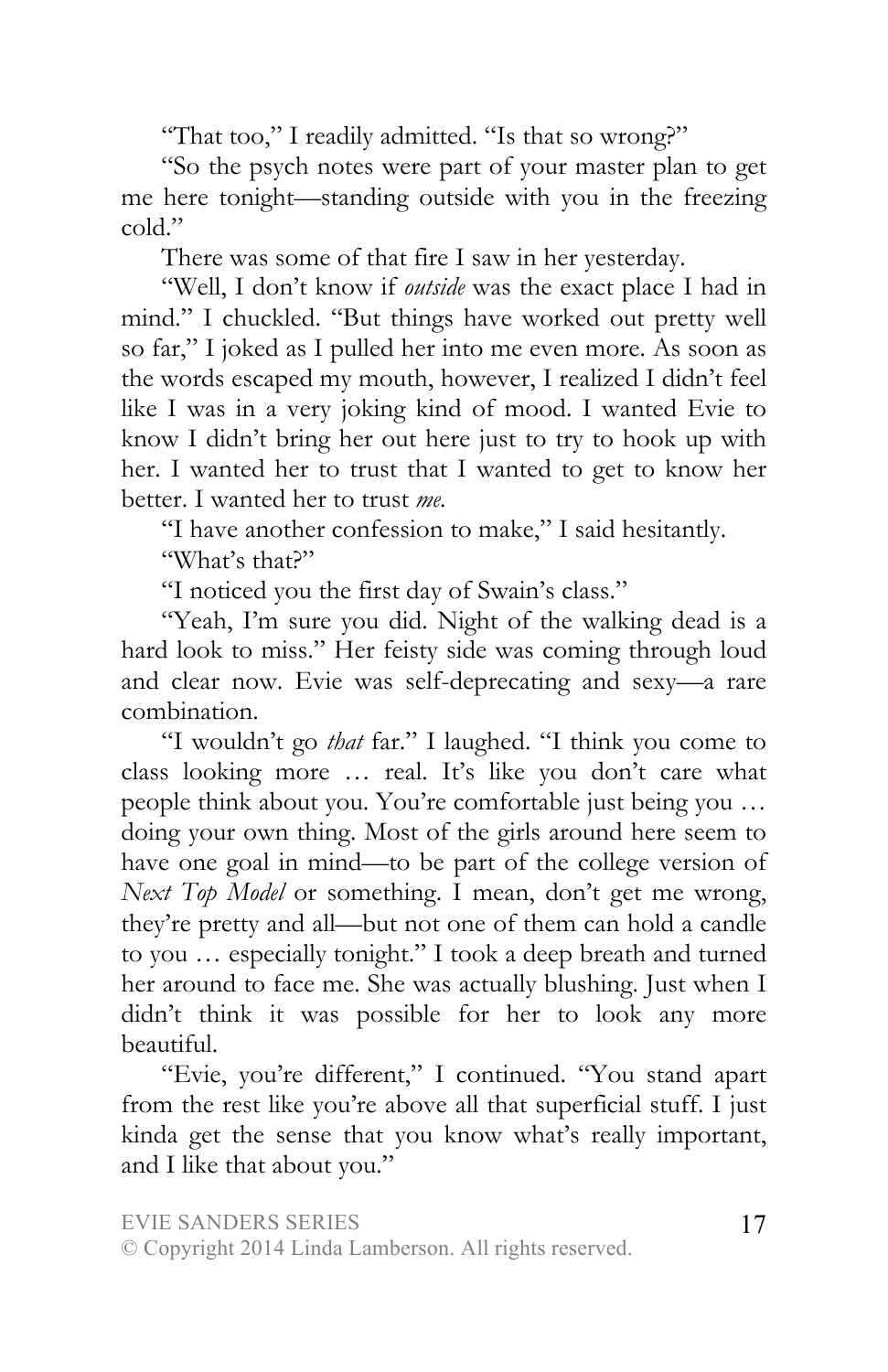"That too," I readily admitted. "Is that so wrong?"

"So the psych notes were part of your master plan to get me here tonight—standing outside with you in the freezing cold."

There was some of that fire I saw in her yesterday.

"Well, I don't know if *outside* was the exact place I had in mind." I chuckled. "But things have worked out pretty well so far," I joked as I pulled her into me even more. As soon as the words escaped my mouth, however, I realized I didn't feel like I was in a very joking kind of mood. I wanted Evie to know I didn't bring her out here just to try to hook up with her. I wanted her to trust that I wanted to get to know her better. I wanted her to trust *me.*

"I have another confession to make," I said hesitantly.

"What's that?"

"I noticed you the first day of Swain's class."

"Yeah, I'm sure you did. Night of the walking dead is a hard look to miss." Her feisty side was coming through loud and clear now. Evie was self-deprecating and sexy—a rare combination.

"I wouldn't go *that* far." I laughed. "I think you come to class looking more … real. It's like you don't care what people think about you. You're comfortable just being you … doing your own thing. Most of the girls around here seem to have one goal in mind—to be part of the college version of *Next Top Model* or something. I mean, don't get me wrong, they're pretty and all—but not one of them can hold a candle to you … especially tonight." I took a deep breath and turned her around to face me. She was actually blushing. Just when I didn't think it was possible for her to look any more beautiful.

"Evie, you're different," I continued. "You stand apart from the rest like you're above all that superficial stuff. I just kinda get the sense that you know what's really important, and I like that about you."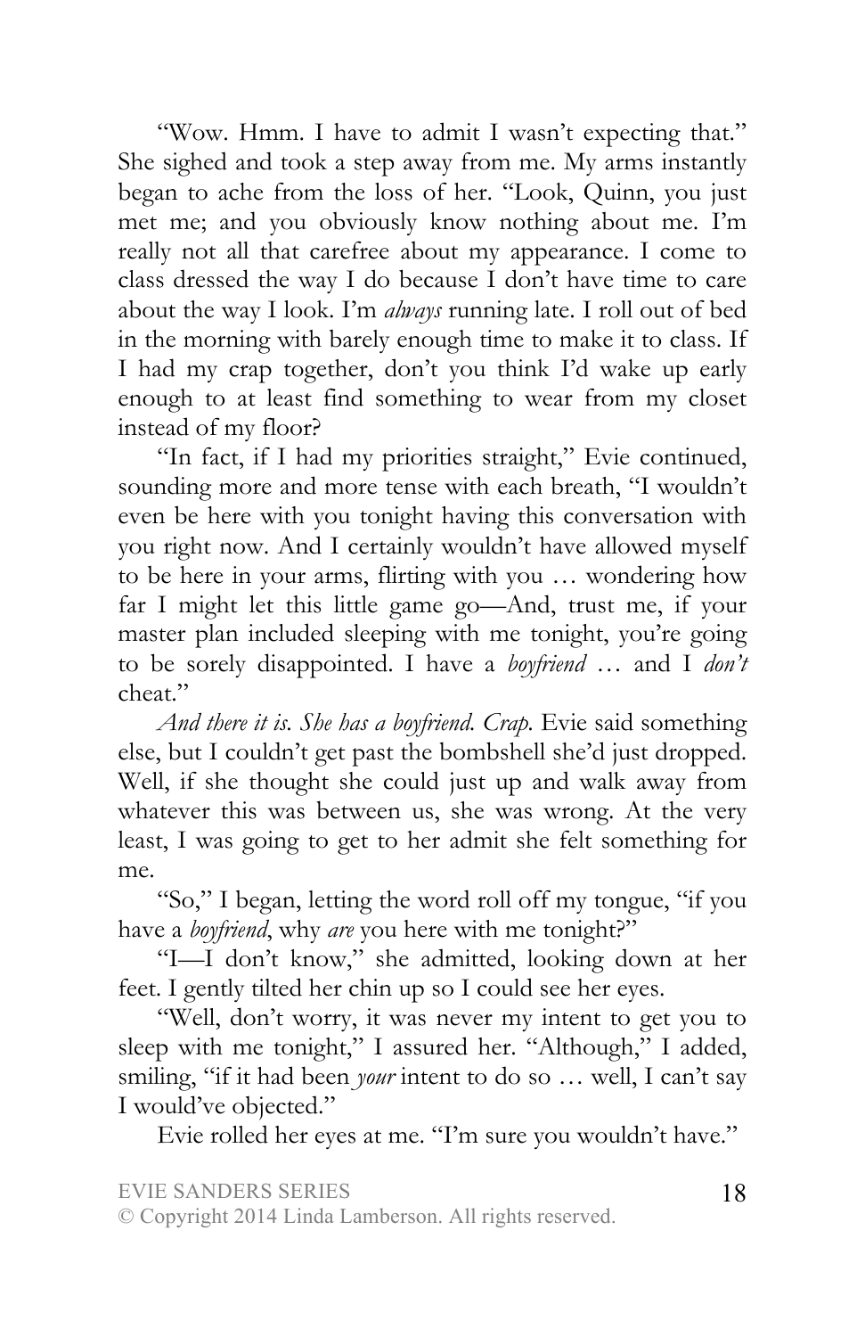"Wow. Hmm. I have to admit I wasn't expecting that." She sighed and took a step away from me. My arms instantly began to ache from the loss of her. "Look, Quinn, you just met me; and you obviously know nothing about me. I'm really not all that carefree about my appearance. I come to class dressed the way I do because I don't have time to care about the way I look. I'm *always* running late. I roll out of bed in the morning with barely enough time to make it to class. If I had my crap together, don't you think I'd wake up early enough to at least find something to wear from my closet instead of my floor?

"In fact, if I had my priorities straight," Evie continued, sounding more and more tense with each breath, "I wouldn't even be here with you tonight having this conversation with you right now. And I certainly wouldn't have allowed myself to be here in your arms, flirting with you … wondering how far I might let this little game go—And, trust me, if your master plan included sleeping with me tonight, you're going to be sorely disappointed. I have a *boyfriend* … and I *don't* cheat."

*And there it is. She has a boyfriend. Crap.* Evie said something else, but I couldn't get past the bombshell she'd just dropped. Well, if she thought she could just up and walk away from whatever this was between us, she was wrong. At the very least, I was going to get to her admit she felt something for me.

"So," I began, letting the word roll off my tongue, "if you have a *boyfriend*, why *are* you here with me tonight?"

"I—I don't know," she admitted, looking down at her feet. I gently tilted her chin up so I could see her eyes.

"Well, don't worry, it was never my intent to get you to sleep with me tonight," I assured her. "Although," I added, smiling, "if it had been *your* intent to do so … well, I can't say I would've objected."

Evie rolled her eyes at me. "I'm sure you wouldn't have."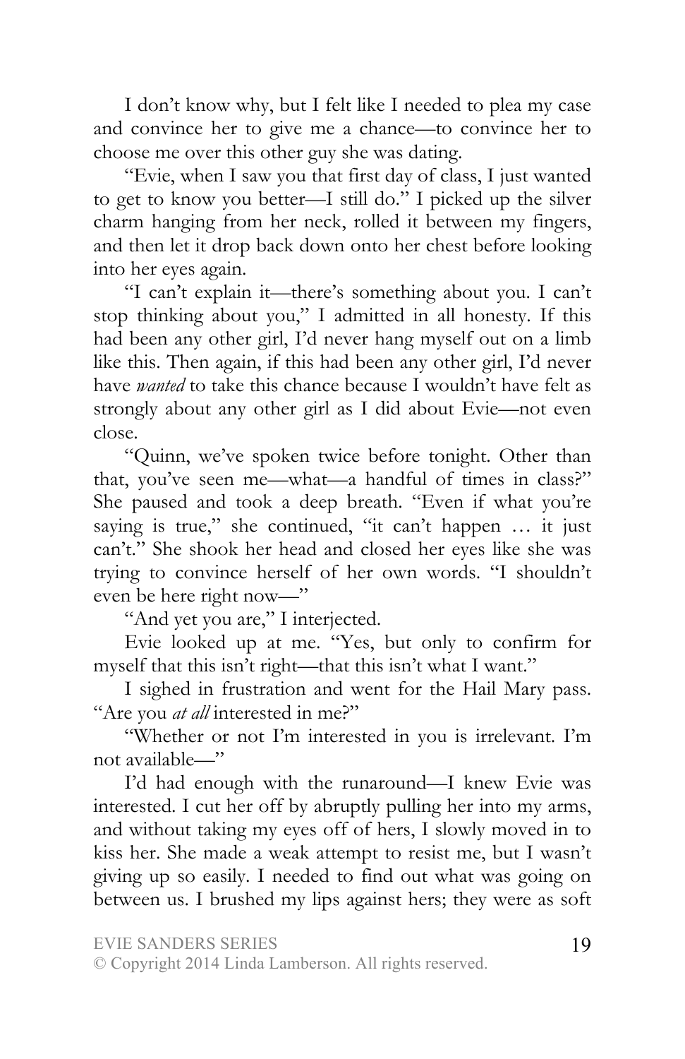I don't know why, but I felt like I needed to plea my case and convince her to give me a chance—to convince her to choose me over this other guy she was dating.

"Evie, when I saw you that first day of class, I just wanted to get to know you better—I still do." I picked up the silver charm hanging from her neck, rolled it between my fingers, and then let it drop back down onto her chest before looking into her eyes again.

"I can't explain it—there's something about you. I can't stop thinking about you," I admitted in all honesty. If this had been any other girl, I'd never hang myself out on a limb like this. Then again, if this had been any other girl, I'd never have *wanted* to take this chance because I wouldn't have felt as strongly about any other girl as I did about Evie—not even close.

"Quinn, we've spoken twice before tonight. Other than that, you've seen me—what—a handful of times in class?" She paused and took a deep breath. "Even if what you're saying is true," she continued, "it can't happen … it just can't." She shook her head and closed her eyes like she was trying to convince herself of her own words. "I shouldn't even be here right now—"

"And yet you are," I interjected.

Evie looked up at me. "Yes, but only to confirm for myself that this isn't right—that this isn't what I want."

I sighed in frustration and went for the Hail Mary pass. "Are you *at all* interested in me?"

"Whether or not I'm interested in you is irrelevant. I'm not available—"

I'd had enough with the runaround—I knew Evie was interested. I cut her off by abruptly pulling her into my arms, and without taking my eyes off of hers, I slowly moved in to kiss her. She made a weak attempt to resist me, but I wasn't giving up so easily. I needed to find out what was going on between us. I brushed my lips against hers; they were as soft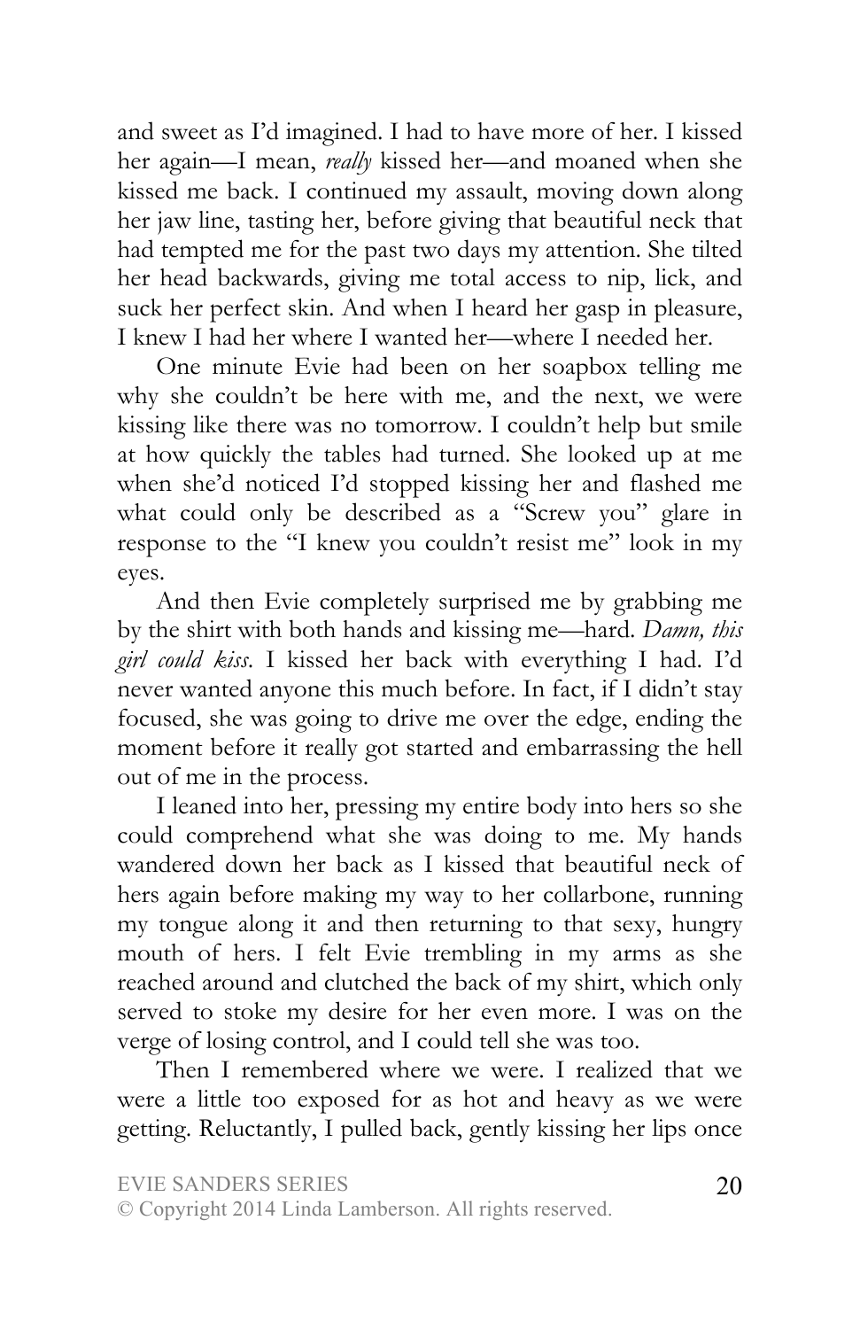and sweet as I'd imagined. I had to have more of her. I kissed her again—I mean, *really* kissed her—and moaned when she kissed me back. I continued my assault, moving down along her jaw line, tasting her, before giving that beautiful neck that had tempted me for the past two days my attention. She tilted her head backwards, giving me total access to nip, lick, and suck her perfect skin. And when I heard her gasp in pleasure, I knew I had her where I wanted her—where I needed her.

One minute Evie had been on her soapbox telling me why she couldn't be here with me, and the next, we were kissing like there was no tomorrow. I couldn't help but smile at how quickly the tables had turned. She looked up at me when she'd noticed I'd stopped kissing her and flashed me what could only be described as a "Screw you" glare in response to the "I knew you couldn't resist me" look in my eyes.

And then Evie completely surprised me by grabbing me by the shirt with both hands and kissing me—hard. *Damn, this girl could kiss.* I kissed her back with everything I had. I'd never wanted anyone this much before. In fact, if I didn't stay focused, she was going to drive me over the edge, ending the moment before it really got started and embarrassing the hell out of me in the process.

I leaned into her, pressing my entire body into hers so she could comprehend what she was doing to me. My hands wandered down her back as I kissed that beautiful neck of hers again before making my way to her collarbone, running my tongue along it and then returning to that sexy, hungry mouth of hers. I felt Evie trembling in my arms as she reached around and clutched the back of my shirt, which only served to stoke my desire for her even more. I was on the verge of losing control, and I could tell she was too.

Then I remembered where we were. I realized that we were a little too exposed for as hot and heavy as we were getting. Reluctantly, I pulled back, gently kissing her lips once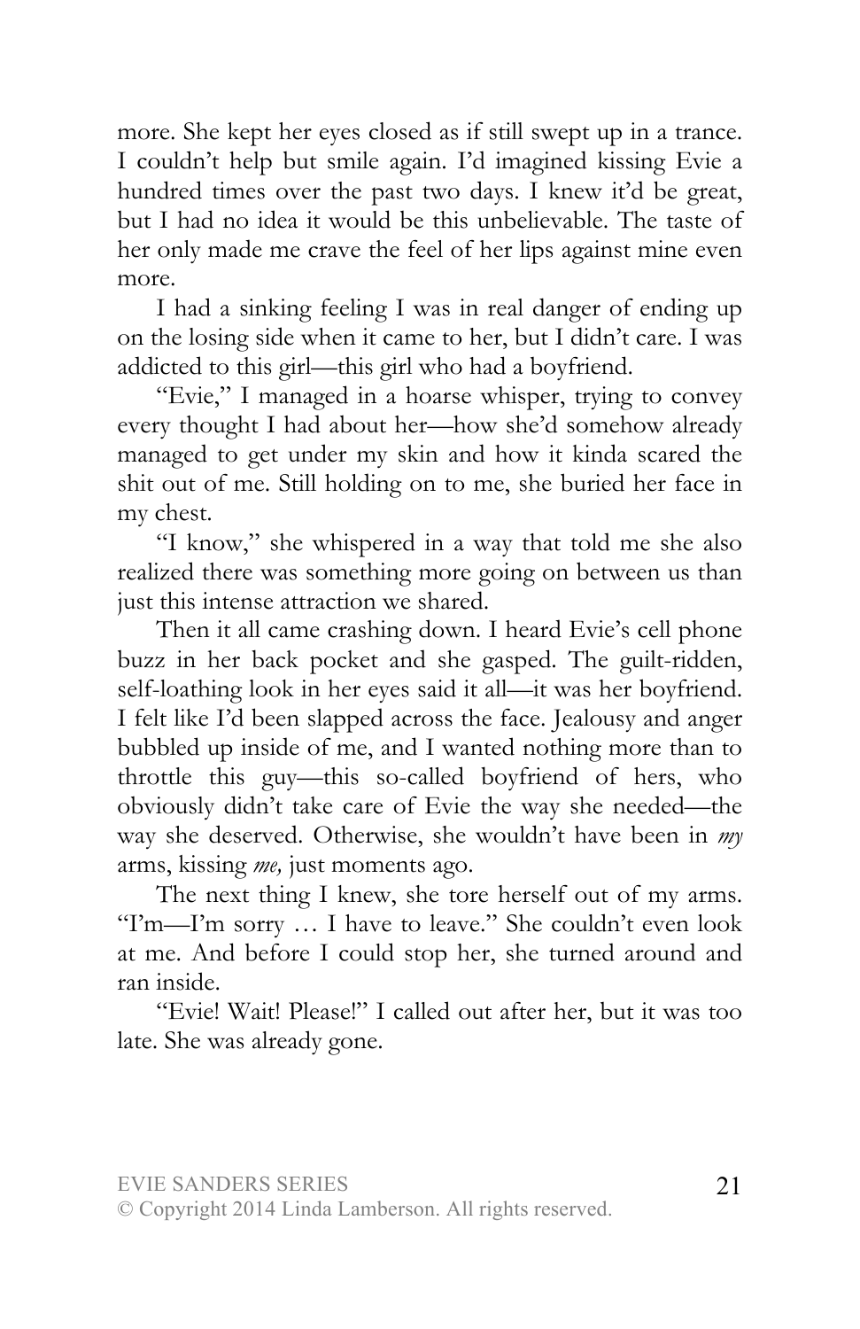more. She kept her eyes closed as if still swept up in a trance. I couldn't help but smile again. I'd imagined kissing Evie a hundred times over the past two days. I knew it'd be great, but I had no idea it would be this unbelievable. The taste of her only made me crave the feel of her lips against mine even more.

I had a sinking feeling I was in real danger of ending up on the losing side when it came to her, but I didn't care. I was addicted to this girl—this girl who had a boyfriend.

"Evie," I managed in a hoarse whisper, trying to convey every thought I had about her—how she'd somehow already managed to get under my skin and how it kinda scared the shit out of me. Still holding on to me, she buried her face in my chest.

"I know," she whispered in a way that told me she also realized there was something more going on between us than just this intense attraction we shared.

Then it all came crashing down. I heard Evie's cell phone buzz in her back pocket and she gasped. The guilt-ridden, self-loathing look in her eyes said it all—it was her boyfriend. I felt like I'd been slapped across the face. Jealousy and anger bubbled up inside of me, and I wanted nothing more than to throttle this guy—this so-called boyfriend of hers, who obviously didn't take care of Evie the way she needed—the way she deserved. Otherwise, she wouldn't have been in *my* arms, kissing *me,* just moments ago.

The next thing I knew, she tore herself out of my arms. "I'm—I'm sorry … I have to leave." She couldn't even look at me. And before I could stop her, she turned around and ran inside.

"Evie! Wait! Please!" I called out after her, but it was too late. She was already gone.